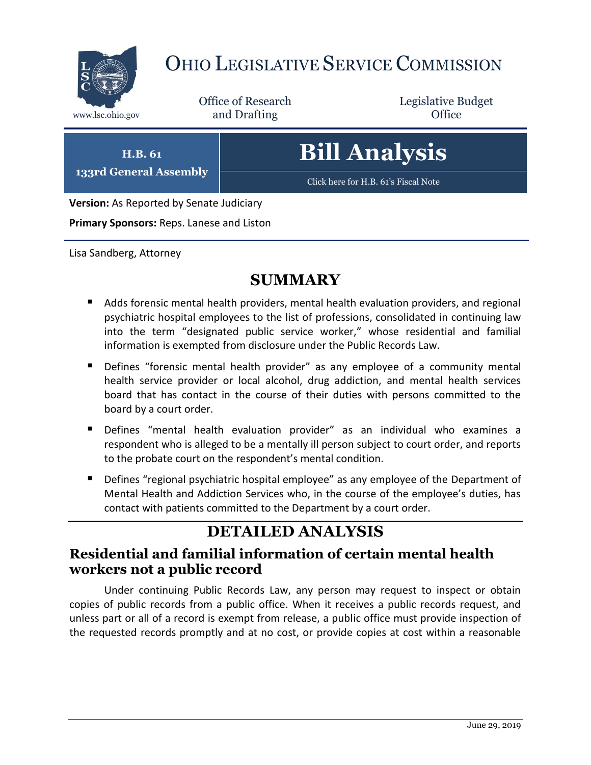# OHIO LEGISLATIVE SERVICE COMMISSION

www.lsc.ohio.gov

Office of Research and Drafting

Legislative Budget Office

**H.B. 61**
**133rd General Assembly**

# Bill Analysis

Click here for H.B. 61's Fiscal Note

**Version:** As Reported by Senate Judiciary

**Primary Sponsors:** Reps. Lanese and Liston

Lisa Sandberg, Attorney

## SUMMARY

- Adds forensic mental health providers, mental health evaluation providers, and regional psychiatric hospital employees to the list of professions, consolidated in continuing law into the term "designated public service worker," whose residential and familial information is exempted from disclosure under the Public Records Law.
- Defines "forensic mental health provider" as any employee of a community mental health service provider or local alcohol, drug addiction, and mental health services board that has contact in the course of their duties with persons committed to the board by a court order.
- Defines "mental health evaluation provider" as an individual who examines a respondent who is alleged to be a mentally ill person subject to court order, and reports to the probate court on the respondent's mental condition.
- Defines "regional psychiatric hospital employee" as any employee of the Department of Mental Health and Addiction Services who, in the course of the employee's duties, has contact with patients committed to the Department by a court order.

## DETAILED ANALYSIS

### Residential and familial information of certain mental health workers not a public record

Under continuing Public Records Law, any person may request to inspect or obtain copies of public records from a public office. When it receives a public records request, and unless part or all of a record is exempt from release, a public office must provide inspection of the requested records promptly and at no cost, or provide copies at cost within a reasonable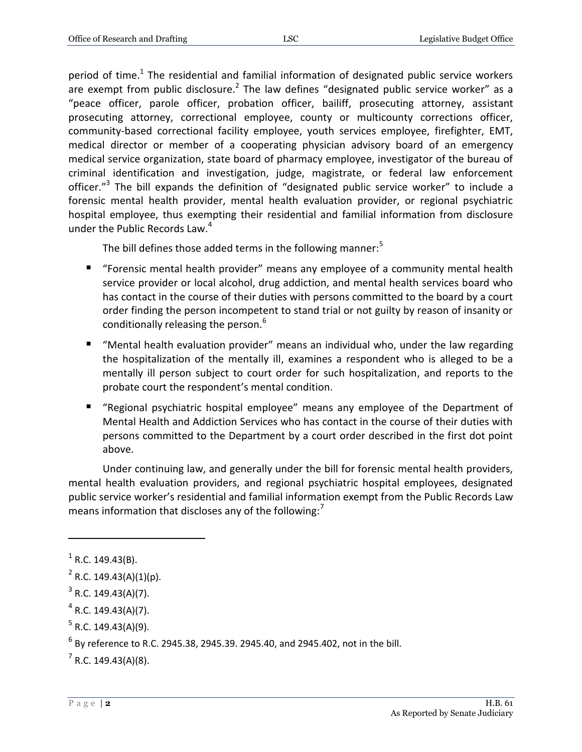period of time.[1] The residential and familial information of designated public service workers are exempt from public disclosure.[2] The law defines "designated public service worker" as a "peace officer, parole officer, probation officer, bailiff, prosecuting attorney, assistant prosecuting attorney, correctional employee, county or multicounty corrections officer, community-based correctional facility employee, youth services employee, firefighter, EMT, medical director or member of a cooperating physician advisory board of an emergency medical service organization, state board of pharmacy employee, investigator of the bureau of criminal identification and investigation, judge, magistrate, or federal law enforcement officer."[3] The bill expands the definition of "designated public service worker" to include a forensic mental health provider, mental health evaluation provider, or regional psychiatric hospital employee, thus exempting their residential and familial information from disclosure under the Public Records Law.[4]

The bill defines those added terms in the following manner:[5]

- "Forensic mental health provider" means any employee of a community mental health service provider or local alcohol, drug addiction, and mental health services board who has contact in the course of their duties with persons committed to the board by a court order finding the person incompetent to stand trial or not guilty by reason of insanity or conditionally releasing the person.[6]
- "Mental health evaluation provider" means an individual who, under the law regarding the hospitalization of the mentally ill, examines a respondent who is alleged to be a mentally ill person subject to court order for such hospitalization, and reports to the probate court the respondent's mental condition.
- "Regional psychiatric hospital employee" means any employee of the Department of Mental Health and Addiction Services who has contact in the course of their duties with persons committed to the Department by a court order described in the first dot point above.

Under continuing law, and generally under the bill for forensic mental health providers, mental health evaluation providers, and regional psychiatric hospital employees, designated public service worker's residential and familial information exempt from the Public Records Law means information that discloses any of the following:[7]

---

[1] R.C. 149.43(B).

[2] R.C. 149.43(A)(1)(p).

[3] R.C. 149.43(A)(7).

[4] R.C. 149.43(A)(7).

[5] R.C. 149.43(A)(9).

[6] By reference to R.C. 2945.38, 2945.39. 2945.40, and 2945.402, not in the bill.

[7] R.C. 149.43(A)(8).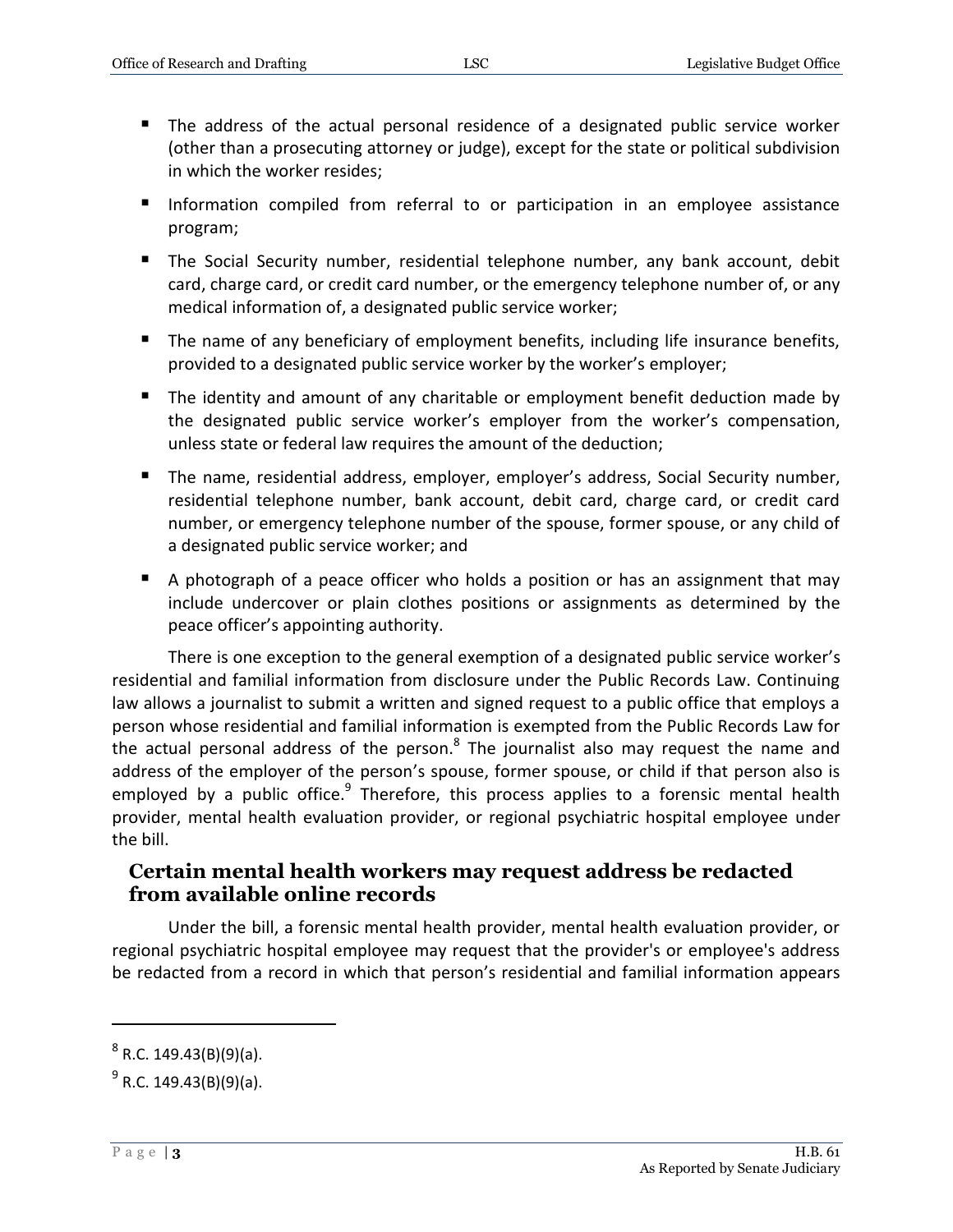- The address of the actual personal residence of a designated public service worker (other than a prosecuting attorney or judge), except for the state or political subdivision in which the worker resides;
- Information compiled from referral to or participation in an employee assistance program;
- The Social Security number, residential telephone number, any bank account, debit card, charge card, or credit card number, or the emergency telephone number of, or any medical information of, a designated public service worker;
- The name of any beneficiary of employment benefits, including life insurance benefits, provided to a designated public service worker by the worker's employer;
- The identity and amount of any charitable or employment benefit deduction made by the designated public service worker's employer from the worker's compensation, unless state or federal law requires the amount of the deduction;
- The name, residential address, employer, employer's address, Social Security number, residential telephone number, bank account, debit card, charge card, or credit card number, or emergency telephone number of the spouse, former spouse, or any child of a designated public service worker; and
- A photograph of a peace officer who holds a position or has an assignment that may include undercover or plain clothes positions or assignments as determined by the peace officer's appointing authority.

There is one exception to the general exemption of a designated public service worker's residential and familial information from disclosure under the Public Records Law. Continuing law allows a journalist to submit a written and signed request to a public office that employs a person whose residential and familial information is exempted from the Public Records Law for the actual personal address of the person.[8] The journalist also may request the name and address of the employer of the person's spouse, former spouse, or child if that person also is employed by a public office.[9] Therefore, this process applies to a forensic mental health provider, mental health evaluation provider, or regional psychiatric hospital employee under the bill.

### Certain mental health workers may request address be redacted from available online records

Under the bill, a forensic mental health provider, mental health evaluation provider, or regional psychiatric hospital employee may request that the provider's or employee's address be redacted from a record in which that person's residential and familial information appears

---

[8] R.C. 149.43(B)(9)(a).

[9] R.C. 149.43(B)(9)(a).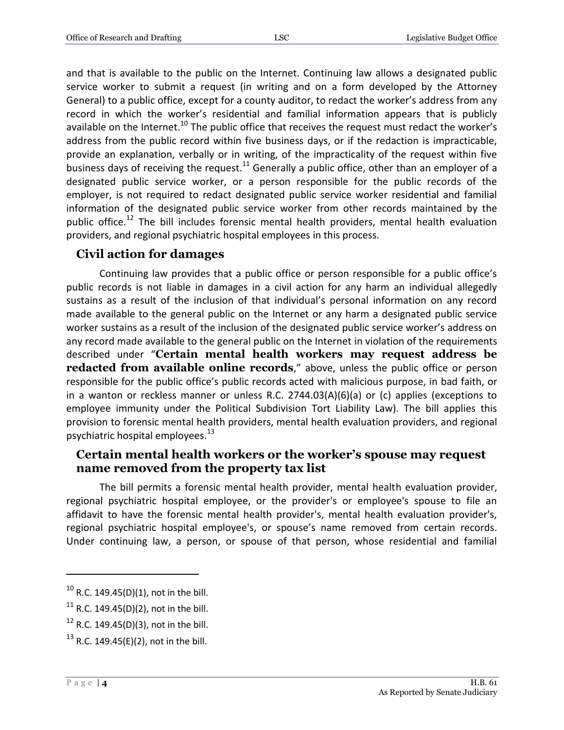and that is available to the public on the Internet. Continuing law allows a designated public service worker to submit a request (in writing and on a form developed by the Attorney General) to a public office, except for a county auditor, to redact the worker's address from any record in which the worker's residential and familial information appears that is publicly available on the Internet.[10] The public office that receives the request must redact the worker's address from the public record within five business days, or if the redaction is impracticable, provide an explanation, verbally or in writing, of the impracticality of the request within five business days of receiving the request.[11] Generally a public office, other than an employer of a designated public service worker, or a person responsible for the public records of the employer, is not required to redact designated public service worker residential and familial information of the designated public service worker from other records maintained by the public office.[12] The bill includes forensic mental health providers, mental health evaluation providers, and regional psychiatric hospital employees in this process.

## Civil action for damages

Continuing law provides that a public office or person responsible for a public office's public records is not liable in damages in a civil action for any harm an individual allegedly sustains as a result of the inclusion of that individual's personal information on any record made available to the general public on the Internet or any harm a designated public service worker sustains as a result of the inclusion of the designated public service worker's address on any record made available to the general public on the Internet in violation of the requirements described under "**Certain mental health workers may request address be redacted from available online records**," above, unless the public office or person responsible for the public office's public records acted with malicious purpose, in bad faith, or in a wanton or reckless manner or unless R.C. 2744.03(A)(6)(a) or (c) applies (exceptions to employee immunity under the Political Subdivision Tort Liability Law). The bill applies this provision to forensic mental health providers, mental health evaluation providers, and regional psychiatric hospital employees.[13]

## Certain mental health workers or the worker's spouse may request name removed from the property tax list

The bill permits a forensic mental health provider, mental health evaluation provider, regional psychiatric hospital employee, or the provider's or employee's spouse to file an affidavit to have the forensic mental health provider's, mental health evaluation provider's, regional psychiatric hospital employee's, or spouse's name removed from certain records. Under continuing law, a person, or spouse of that person, whose residential and familial

---

[10] R.C. 149.45(D)(1), not in the bill.

[11] R.C. 149.45(D)(2), not in the bill.

[12] R.C. 149.45(D)(3), not in the bill.

[13] R.C. 149.45(E)(2), not in the bill.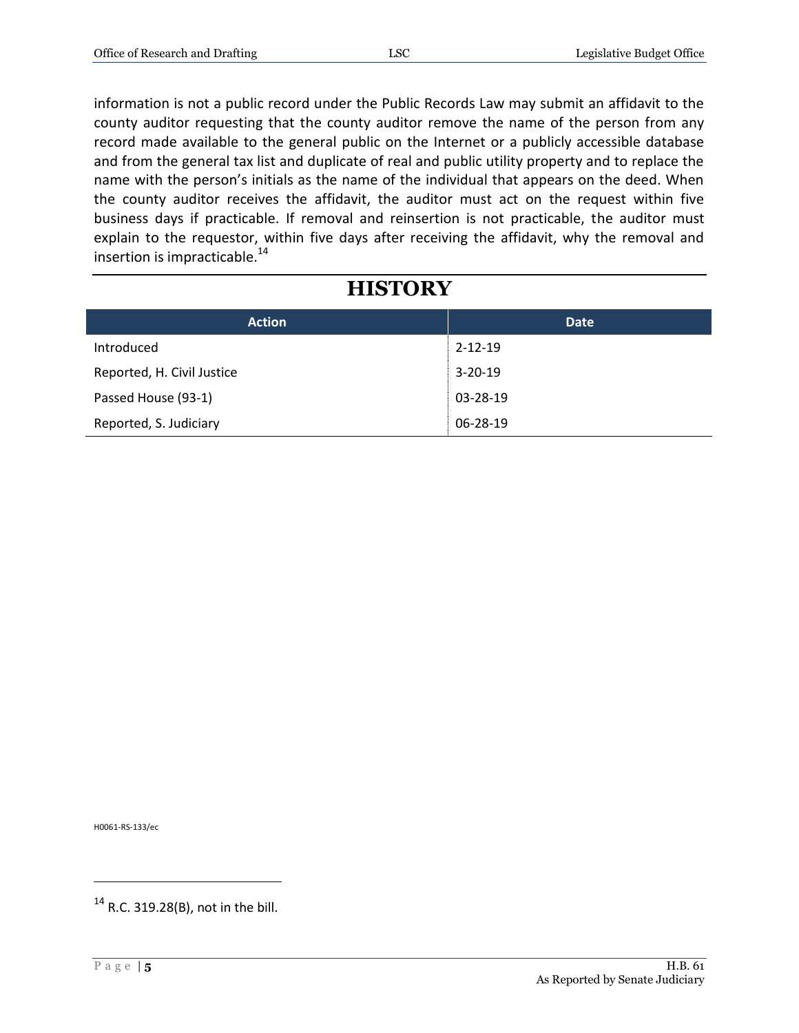information is not a public record under the Public Records Law may submit an affidavit to the county auditor requesting that the county auditor remove the name of the person from any record made available to the general public on the Internet or a publicly accessible database and from the general tax list and duplicate of real and public utility property and to replace the name with the person's initials as the name of the individual that appears on the deed. When the county auditor receives the affidavit, the auditor must act on the request within five business days if practicable. If removal and reinsertion is not practicable, the auditor must explain to the requestor, within five days after receiving the affidavit, why the removal and insertion is impracticable.[14]

# HISTORY

| Action | Date |
|---|---|
| Introduced | 2-12-19 |
| Reported, H. Civil Justice | 3-20-19 |
| Passed House (93-1) | 03-28-19 |
| Reported, S. Judiciary | 06-28-19 |

H0061-RS-133/ec

[14] R.C. 319.28(B), not in the bill.